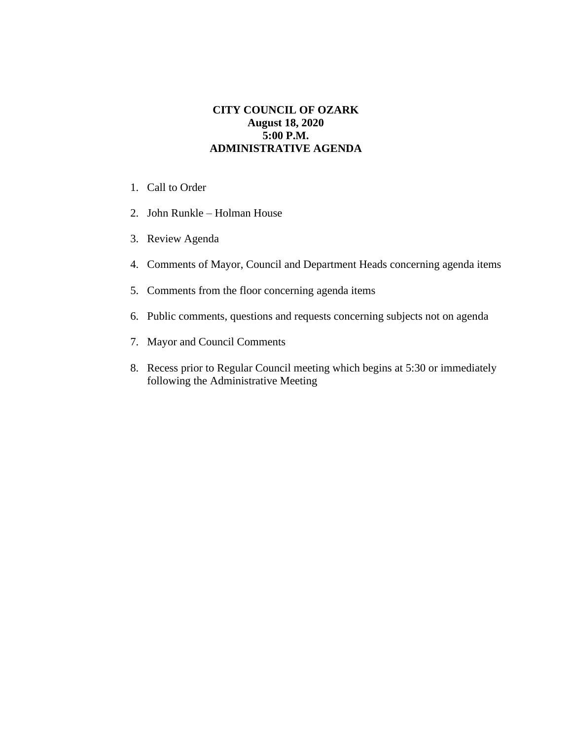# CITY COUNCIL OF OZARK

**August 18, 2020**

**5:00 P.M.**

**ADMINISTRATIVE AGENDA**

1. Call to Order
2. John Runkle – Holman House
3. Review Agenda
4. Comments of Mayor, Council and Department Heads concerning agenda items
5. Comments from the floor concerning agenda items
6. Public comments, questions and requests concerning subjects not on agenda
7. Mayor and Council Comments
8. Recess prior to Regular Council meeting which begins at 5:30 or immediately following the Administrative Meeting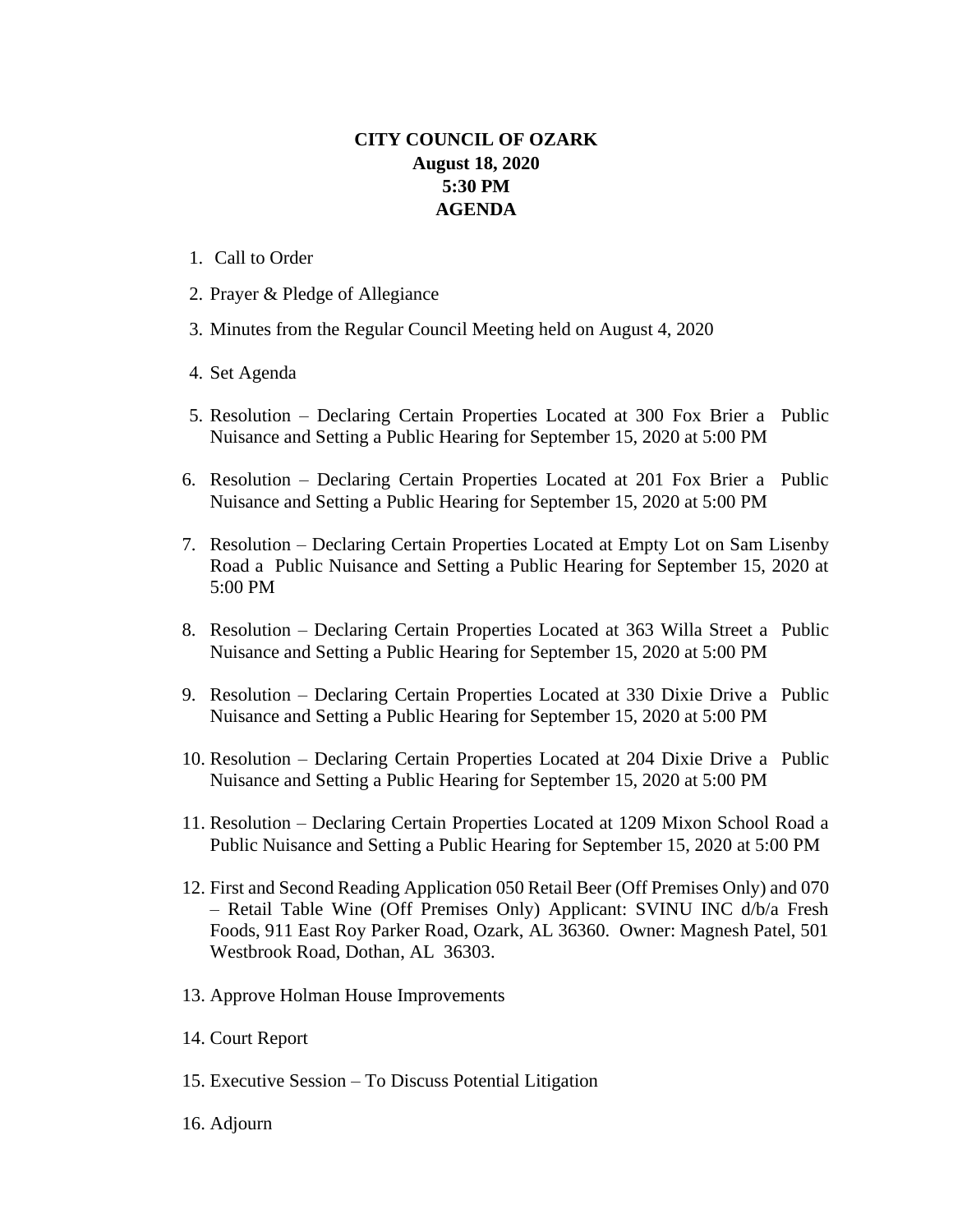**CITY COUNCIL OF OZARK**
**August 18, 2020**
**5:30 PM**
**AGENDA**

1. Call to Order
2. Prayer & Pledge of Allegiance
3. Minutes from the Regular Council Meeting held on August 4, 2020
4. Set Agenda
5. Resolution – Declaring Certain Properties Located at 300 Fox Brier a Public Nuisance and Setting a Public Hearing for September 15, 2020 at 5:00 PM
6. Resolution – Declaring Certain Properties Located at 201 Fox Brier a Public Nuisance and Setting a Public Hearing for September 15, 2020 at 5:00 PM
7. Resolution – Declaring Certain Properties Located at Empty Lot on Sam Lisenby Road a Public Nuisance and Setting a Public Hearing for September 15, 2020 at 5:00 PM
8. Resolution – Declaring Certain Properties Located at 363 Willa Street a Public Nuisance and Setting a Public Hearing for September 15, 2020 at 5:00 PM
9. Resolution – Declaring Certain Properties Located at 330 Dixie Drive a Public Nuisance and Setting a Public Hearing for September 15, 2020 at 5:00 PM
10. Resolution – Declaring Certain Properties Located at 204 Dixie Drive a Public Nuisance and Setting a Public Hearing for September 15, 2020 at 5:00 PM
11. Resolution – Declaring Certain Properties Located at 1209 Mixon School Road a Public Nuisance and Setting a Public Hearing for September 15, 2020 at 5:00 PM
12. First and Second Reading Application 050 Retail Beer (Off Premises Only) and 070 – Retail Table Wine (Off Premises Only) Applicant: SVINU INC d/b/a Fresh Foods, 911 East Roy Parker Road, Ozark, AL 36360. Owner: Magnesh Patel, 501 Westbrook Road, Dothan, AL 36303.
13. Approve Holman House Improvements
14. Court Report
15. Executive Session – To Discuss Potential Litigation
16. Adjourn